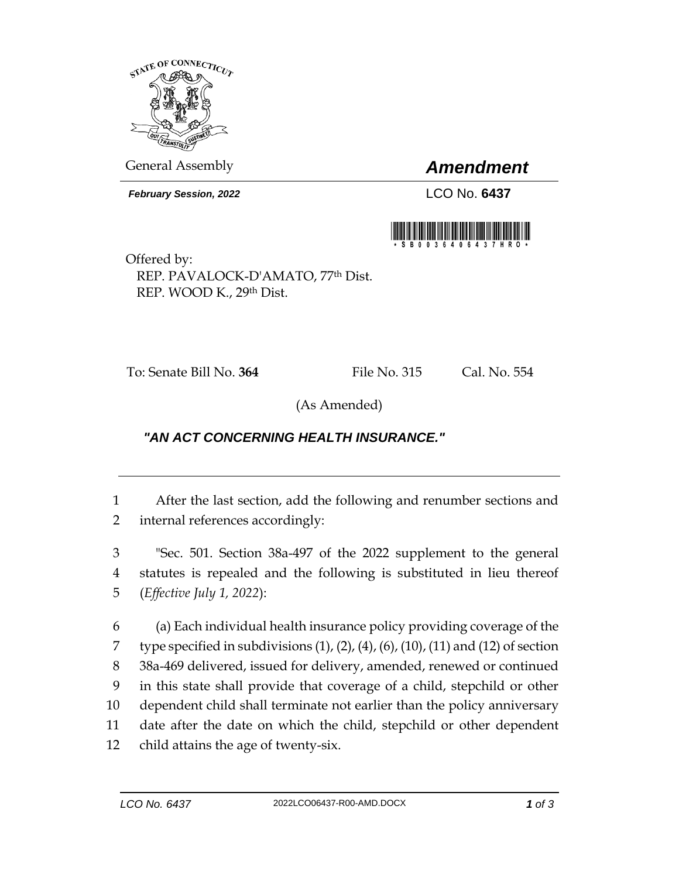General Assembly

# *Amendment*

***February Session, 2022***

LCO No. **6437**

\* S B 0 0 3 6 4 0 6 4 3 7 H R O \*

Offered by:
REP. PAVALOCK-D'AMATO, 77th Dist.
REP. WOOD K., 29th Dist.

To: Senate Bill No. **364** File No. 315 Cal. No. 554

(As Amended)

***"AN ACT CONCERNING HEALTH INSURANCE."***

---

1 After the last section, add the following and renumber sections and
2 internal references accordingly:

3 "Sec. 501. Section 38a-497 of the 2022 supplement to the general
4 statutes is repealed and the following is substituted in lieu thereof
5 (*Effective July 1, 2022*):

6 (a) Each individual health insurance policy providing coverage of the
7 type specified in subdivisions (1), (2), (4), (6), (10), (11) and (12) of section
8 38a-469 delivered, issued for delivery, amended, renewed or continued
9 in this state shall provide that coverage of a child, stepchild or other
10 dependent child shall terminate not earlier than the policy anniversary
11 date after the date on which the child, stepchild or other dependent
12 child attains the age of twenty-six.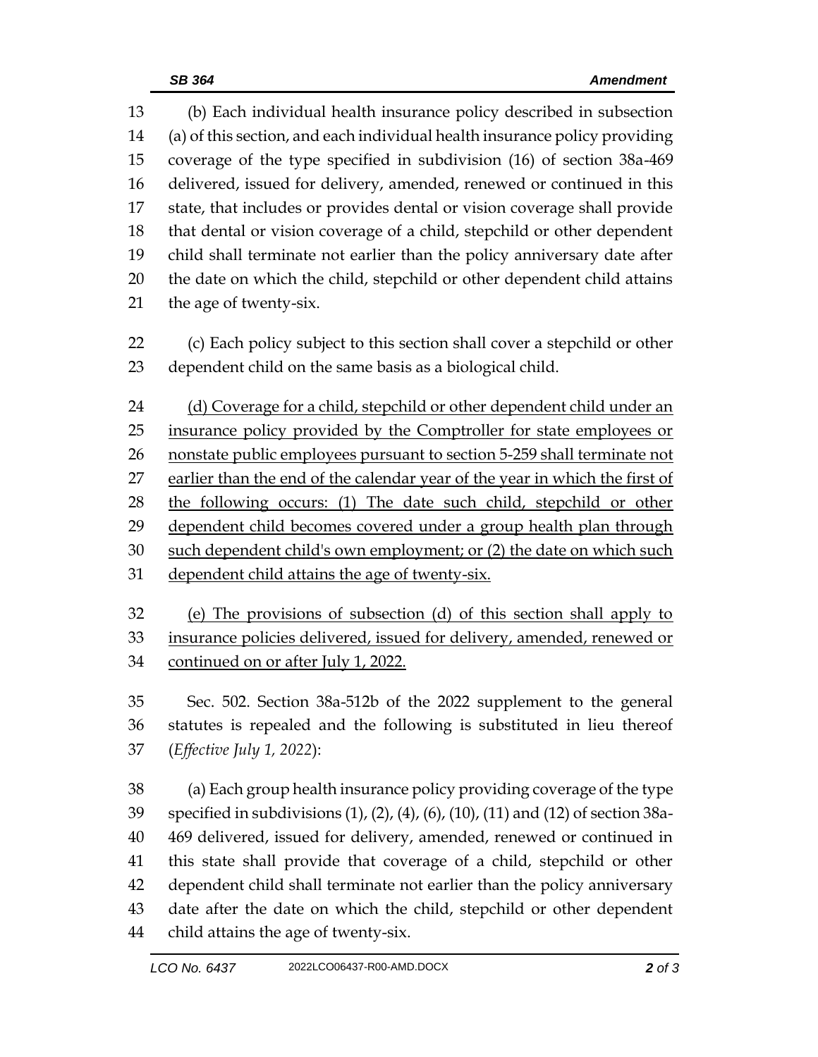(b) Each individual health insurance policy described in subsection (a) of this section, and each individual health insurance policy providing coverage of the type specified in subdivision (16) of section 38a-469 delivered, issued for delivery, amended, renewed or continued in this state, that includes or provides dental or vision coverage shall provide that dental or vision coverage of a child, stepchild or other dependent child shall terminate not earlier than the policy anniversary date after the date on which the child, stepchild or other dependent child attains the age of twenty-six.

(c) Each policy subject to this section shall cover a stepchild or other dependent child on the same basis as a biological child.

<u>(d) Coverage for a child, stepchild or other dependent child under an insurance policy provided by the Comptroller for state employees or nonstate public employees pursuant to section 5-259 shall terminate not earlier than the end of the calendar year of the year in which the first of the following occurs: (1) The date such child, stepchild or other dependent child becomes covered under a group health plan through such dependent child's own employment; or (2) the date on which such dependent child attains the age of twenty-six.</u>

<u>(e) The provisions of subsection (d) of this section shall apply to insurance policies delivered, issued for delivery, amended, renewed or continued on or after July 1, 2022.</u>

Sec. 502. Section 38a-512b of the 2022 supplement to the general statutes is repealed and the following is substituted in lieu thereof (*Effective July 1, 2022*):

(a) Each group health insurance policy providing coverage of the type specified in subdivisions (1), (2), (4), (6), (10), (11) and (12) of section 38a-469 delivered, issued for delivery, amended, renewed or continued in this state shall provide that coverage of a child, stepchild or other dependent child shall terminate not earlier than the policy anniversary date after the date on which the child, stepchild or other dependent child attains the age of twenty-six.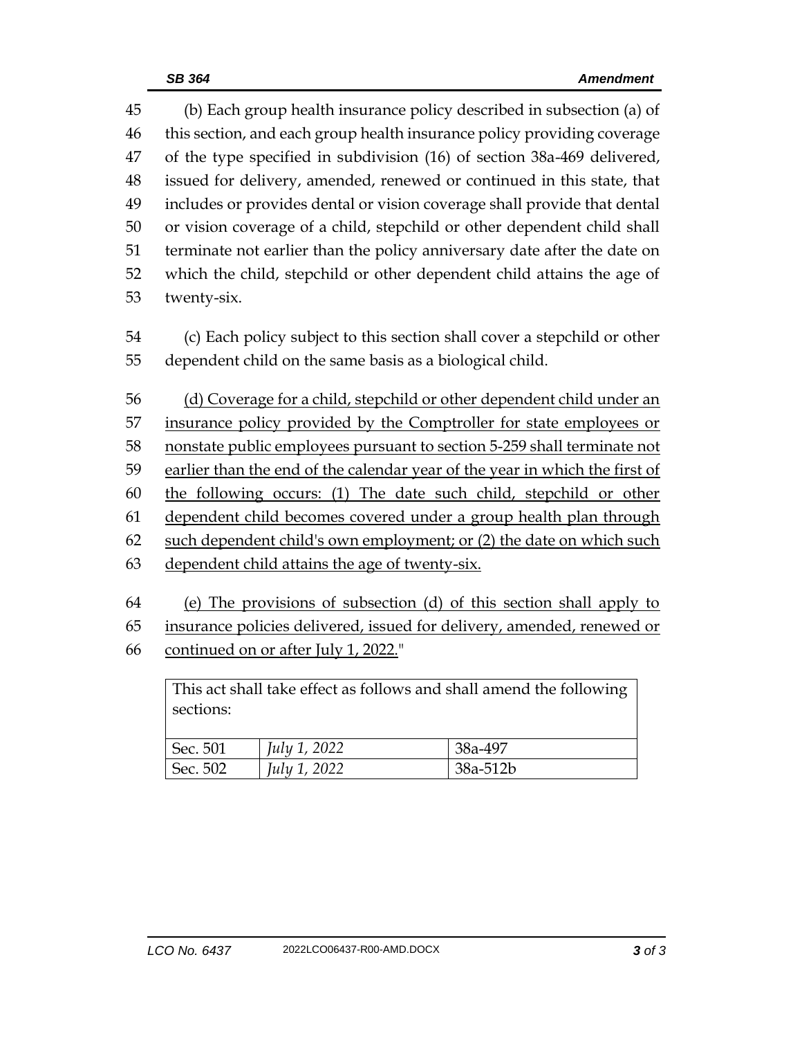45 (b) Each group health insurance policy described in subsection (a) of
46 this section, and each group health insurance policy providing coverage
47 of the type specified in subdivision (16) of section 38a-469 delivered,
48 issued for delivery, amended, renewed or continued in this state, that
49 includes or provides dental or vision coverage shall provide that dental
50 or vision coverage of a child, stepchild or other dependent child shall
51 terminate not earlier than the policy anniversary date after the date on
52 which the child, stepchild or other dependent child attains the age of
53 twenty-six.

54 (c) Each policy subject to this section shall cover a stepchild or other
55 dependent child on the same basis as a biological child.

56 <u>(d) Coverage for a child, stepchild or other dependent child under an</u>
57 <u>insurance policy provided by the Comptroller for state employees or</u>
58 <u>nonstate public employees pursuant to section 5-259 shall terminate not</u>
59 <u>earlier than the end of the calendar year of the year in which the first of</u>
60 <u>the following occurs: (1) The date such child, stepchild or other</u>
61 <u>dependent child becomes covered under a group health plan through</u>
62 <u>such dependent child's own employment; or (2) the date on which such</u>
63 <u>dependent child attains the age of twenty-six.</u>

64 <u>(e) The provisions of subsection (d) of this section shall apply to</u>
65 <u>insurance policies delivered, issued for delivery, amended, renewed or</u>
66 <u>continued on or after July 1, 2022.</u>"

This act shall take effect as follows and shall amend the following sections:

| | | |
|---|---|---|
| Sec. 501 | *July 1, 2022* | 38a-497 |
| Sec. 502 | *July 1, 2022* | 38a-512b |